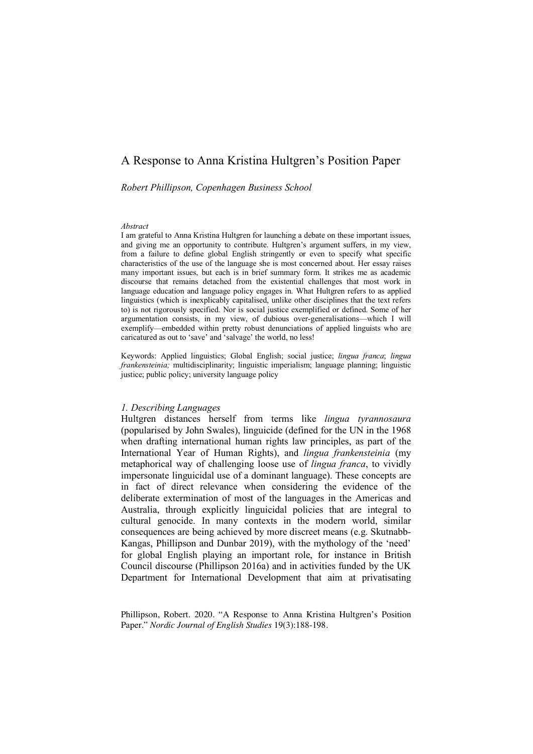# A Response to Anna Kristina Hultgren's Position Paper

*Robert Phillipson, Copenhagen Business School*

*Abstract*

I am grateful to Anna Kristina Hultgren for launching a debate on these important issues, and giving me an opportunity to contribute. Hultgren's argument suffers, in my view, from a failure to define global English stringently or even to specify what specific characteristics of the use of the language she is most concerned about. Her essay raises many important issues, but each is in brief summary form. It strikes me as academic discourse that remains detached from the existential challenges that most work in language education and language policy engages in. What Hultgren refers to as applied linguistics (which is inexplicably capitalised, unlike other disciplines that the text refers to) is not rigorously specified. Nor is social justice exemplified or defined. Some of her argumentation consists, in my view, of dubious over-generalisations—which I will exemplify—embedded within pretty robust denunciations of applied linguists who are caricatured as out to 'save' and 'salvage' the world, no less!

Keywords: Applied linguistics; Global English; social justice; *lingua franca*; *lingua frankensteinia;* multidisciplinarity; linguistic imperialism; language planning; linguistic justice; public policy; university language policy

## *1. Describing Languages*

Hultgren distances herself from terms like *lingua tyrannosaura* (popularised by John Swales), linguicide (defined for the UN in the 1968 when drafting international human rights law principles, as part of the International Year of Human Rights), and *lingua frankensteinia* (my metaphorical way of challenging loose use of *lingua franca*, to vividly impersonate linguicidal use of a dominant language). These concepts are in fact of direct relevance when considering the evidence of the deliberate extermination of most of the languages in the Americas and Australia, through explicitly linguicidal policies that are integral to cultural genocide. In many contexts in the modern world, similar consequences are being achieved by more discreet means (e.g. Skutnabb-Kangas, Phillipson and Dunbar 2019), with the mythology of the 'need' for global English playing an important role, for instance in British Council discourse (Phillipson 2016a) and in activities funded by the UK Department for International Development that aim at privatising

Phillipson, Robert. 2020. "A Response to Anna Kristina Hultgren's Position Paper." *Nordic Journal of English Studies* 19(3):188-198.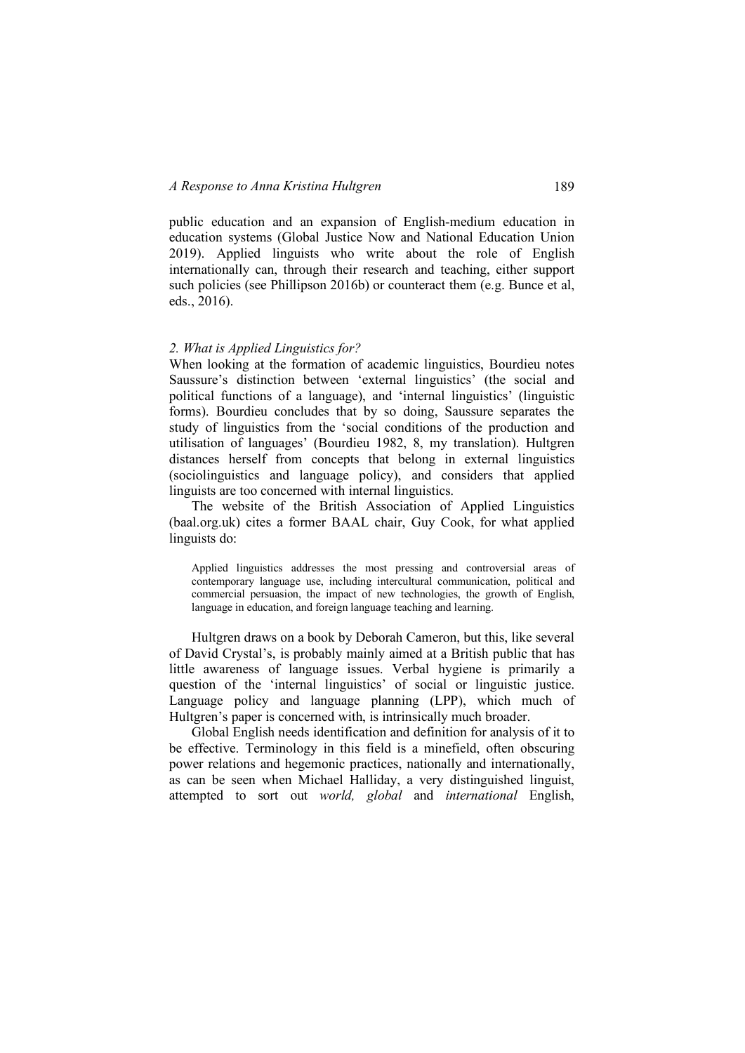public education and an expansion of English-medium education in education systems (Global Justice Now and National Education Union 2019). Applied linguists who write about the role of English internationally can, through their research and teaching, either support such policies (see Phillipson 2016b) or counteract them (e.g. Bunce et al, eds., 2016).

### *2. What is Applied Linguistics for?*

When looking at the formation of academic linguistics, Bourdieu notes Saussure's distinction between 'external linguistics' (the social and political functions of a language), and 'internal linguistics' (linguistic forms). Bourdieu concludes that by so doing, Saussure separates the study of linguistics from the 'social conditions of the production and utilisation of languages' (Bourdieu 1982, 8, my translation). Hultgren distances herself from concepts that belong in external linguistics (sociolinguistics and language policy), and considers that applied linguists are too concerned with internal linguistics.

The website of the British Association of Applied Linguistics (baal.org.uk) cites a former BAAL chair, Guy Cook, for what applied linguists do:

> Applied linguistics addresses the most pressing and controversial areas of contemporary language use, including intercultural communication, political and commercial persuasion, the impact of new technologies, the growth of English, language in education, and foreign language teaching and learning.

Hultgren draws on a book by Deborah Cameron, but this, like several of David Crystal's, is probably mainly aimed at a British public that has little awareness of language issues. Verbal hygiene is primarily a question of the 'internal linguistics' of social or linguistic justice. Language policy and language planning (LPP), which much of Hultgren's paper is concerned with, is intrinsically much broader.

Global English needs identification and definition for analysis of it to be effective. Terminology in this field is a minefield, often obscuring power relations and hegemonic practices, nationally and internationally, as can be seen when Michael Halliday, a very distinguished linguist, attempted to sort out *world, global* and *international* English,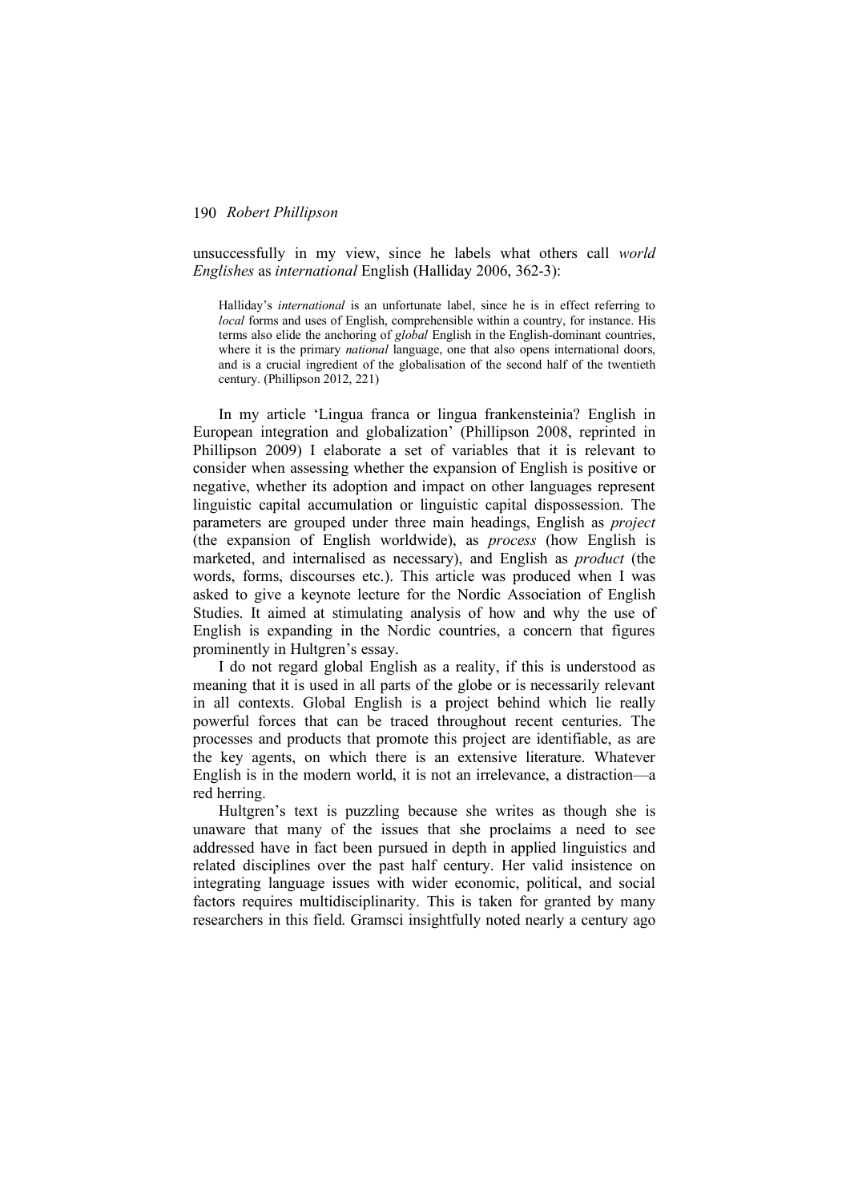unsuccessfully in my view, since he labels what others call *world Englishes* as *international* English (Halliday 2006, 362-3):

> Halliday's *international* is an unfortunate label, since he is in effect referring to *local* forms and uses of English, comprehensible within a country, for instance. His terms also elide the anchoring of *global* English in the English-dominant countries, where it is the primary *national* language, one that also opens international doors, and is a crucial ingredient of the globalisation of the second half of the twentieth century. (Phillipson 2012, 221)

In my article 'Lingua franca or lingua frankensteinia? English in European integration and globalization' (Phillipson 2008, reprinted in Phillipson 2009) I elaborate a set of variables that it is relevant to consider when assessing whether the expansion of English is positive or negative, whether its adoption and impact on other languages represent linguistic capital accumulation or linguistic capital dispossession. The parameters are grouped under three main headings, English as *project* (the expansion of English worldwide), as *process* (how English is marketed, and internalised as necessary), and English as *product* (the words, forms, discourses etc.). This article was produced when I was asked to give a keynote lecture for the Nordic Association of English Studies. It aimed at stimulating analysis of how and why the use of English is expanding in the Nordic countries, a concern that figures prominently in Hultgren's essay.

I do not regard global English as a reality, if this is understood as meaning that it is used in all parts of the globe or is necessarily relevant in all contexts. Global English is a project behind which lie really powerful forces that can be traced throughout recent centuries. The processes and products that promote this project are identifiable, as are the key agents, on which there is an extensive literature. Whatever English is in the modern world, it is not an irrelevance, a distraction—a red herring.

Hultgren's text is puzzling because she writes as though she is unaware that many of the issues that she proclaims a need to see addressed have in fact been pursued in depth in applied linguistics and related disciplines over the past half century. Her valid insistence on integrating language issues with wider economic, political, and social factors requires multidisciplinarity. This is taken for granted by many researchers in this field. Gramsci insightfully noted nearly a century ago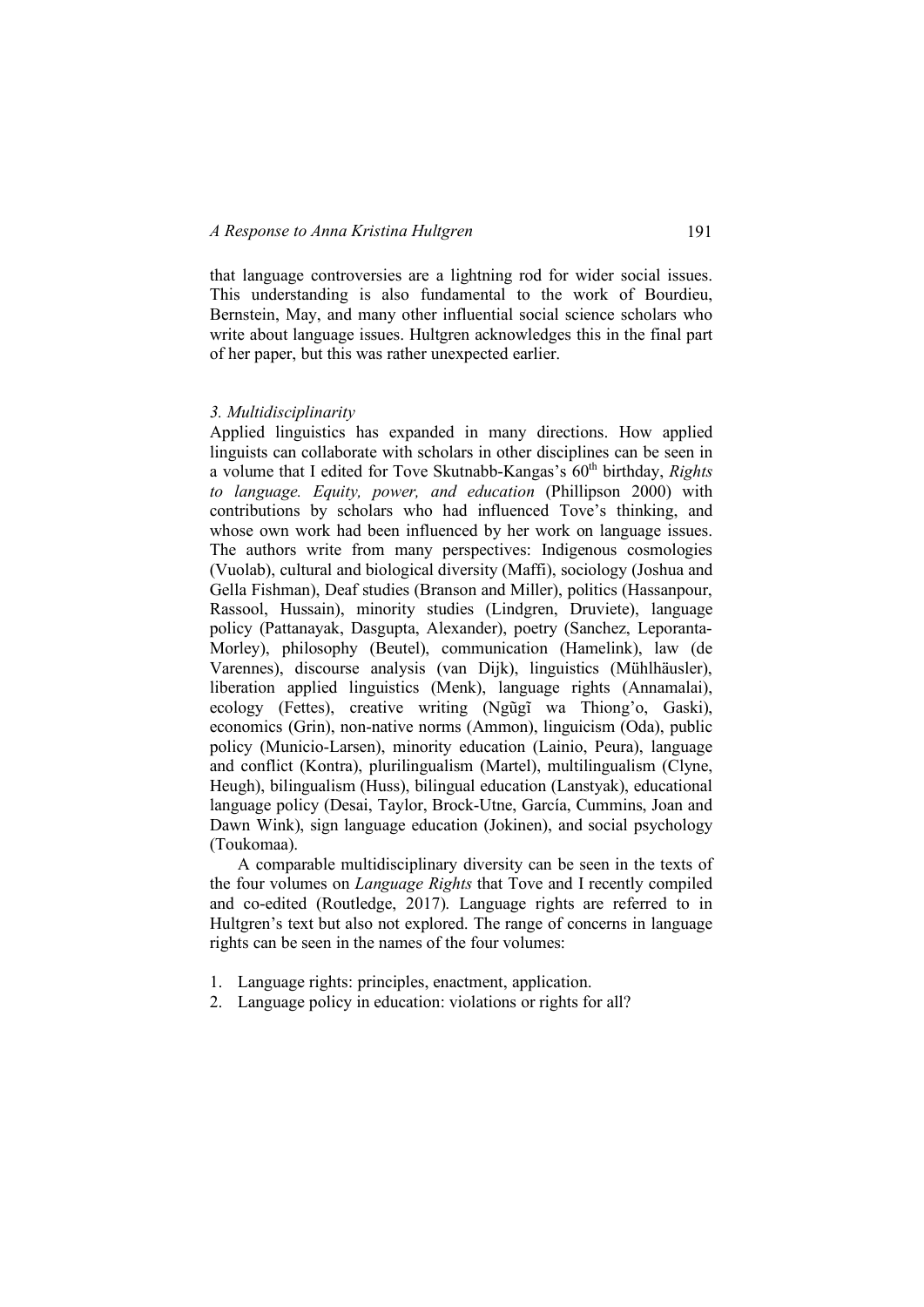that language controversies are a lightning rod for wider social issues. This understanding is also fundamental to the work of Bourdieu, Bernstein, May, and many other influential social science scholars who write about language issues. Hultgren acknowledges this in the final part of her paper, but this was rather unexpected earlier.

### *3. Multidisciplinarity*

Applied linguistics has expanded in many directions. How applied linguists can collaborate with scholars in other disciplines can be seen in a volume that I edited for Tove Skutnabb-Kangas's 60th birthday, *Rights to language. Equity, power, and education* (Phillipson 2000) with contributions by scholars who had influenced Tove's thinking, and whose own work had been influenced by her work on language issues. The authors write from many perspectives: Indigenous cosmologies (Vuolab), cultural and biological diversity (Maffi), sociology (Joshua and Gella Fishman), Deaf studies (Branson and Miller), politics (Hassanpour, Rassool, Hussain), minority studies (Lindgren, Druviete), language policy (Pattanayak, Dasgupta, Alexander), poetry (Sanchez, Leporanta-Morley), philosophy (Beutel), communication (Hamelink), law (de Varennes), discourse analysis (van Dijk), linguistics (Mühlhäusler), liberation applied linguistics (Menk), language rights (Annamalai), ecology (Fettes), creative writing (Ngũgĩ wa Thiong'o, Gaski), economics (Grin), non-native norms (Ammon), linguicism (Oda), public policy (Municio-Larsen), minority education (Lainio, Peura), language and conflict (Kontra), plurilingualism (Martel), multilingualism (Clyne, Heugh), bilingualism (Huss), bilingual education (Lanstyak), educational language policy (Desai, Taylor, Brock-Utne, García, Cummins, Joan and Dawn Wink), sign language education (Jokinen), and social psychology (Toukomaa).

A comparable multidisciplinary diversity can be seen in the texts of the four volumes on *Language Rights* that Tove and I recently compiled and co-edited (Routledge, 2017). Language rights are referred to in Hultgren's text but also not explored. The range of concerns in language rights can be seen in the names of the four volumes:

1. Language rights: principles, enactment, application.
2. Language policy in education: violations or rights for all?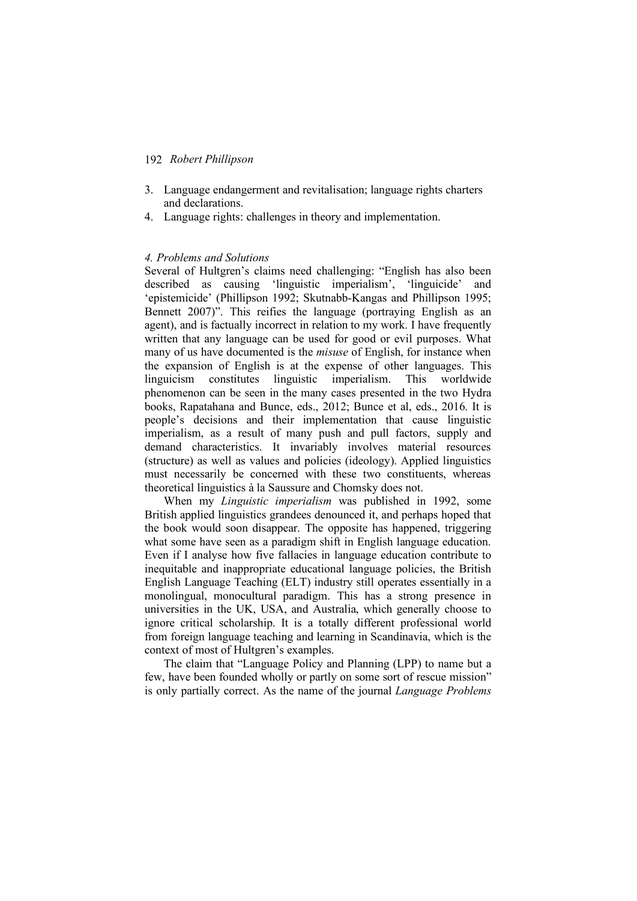3. Language endangerment and revitalisation; language rights charters and declarations.
4. Language rights: challenges in theory and implementation.

### *4. Problems and Solutions*

Several of Hultgren's claims need challenging: "English has also been described as causing 'linguistic imperialism', 'linguicide' and 'epistemicide' (Phillipson 1992; Skutnabb-Kangas and Phillipson 1995; Bennett 2007)". This reifies the language (portraying English as an agent), and is factually incorrect in relation to my work. I have frequently written that any language can be used for good or evil purposes. What many of us have documented is the *misuse* of English, for instance when the expansion of English is at the expense of other languages. This linguicism constitutes linguistic imperialism. This worldwide phenomenon can be seen in the many cases presented in the two Hydra books, Rapatahana and Bunce, eds., 2012; Bunce et al, eds., 2016. It is people's decisions and their implementation that cause linguistic imperialism, as a result of many push and pull factors, supply and demand characteristics. It invariably involves material resources (structure) as well as values and policies (ideology). Applied linguistics must necessarily be concerned with these two constituents, whereas theoretical linguistics à la Saussure and Chomsky does not.

When my *Linguistic imperialism* was published in 1992, some British applied linguistics grandees denounced it, and perhaps hoped that the book would soon disappear. The opposite has happened, triggering what some have seen as a paradigm shift in English language education. Even if I analyse how five fallacies in language education contribute to inequitable and inappropriate educational language policies, the British English Language Teaching (ELT) industry still operates essentially in a monolingual, monocultural paradigm. This has a strong presence in universities in the UK, USA, and Australia, which generally choose to ignore critical scholarship. It is a totally different professional world from foreign language teaching and learning in Scandinavia, which is the context of most of Hultgren's examples.

The claim that "Language Policy and Planning (LPP) to name but a few, have been founded wholly or partly on some sort of rescue mission" is only partially correct. As the name of the journal *Language Problems*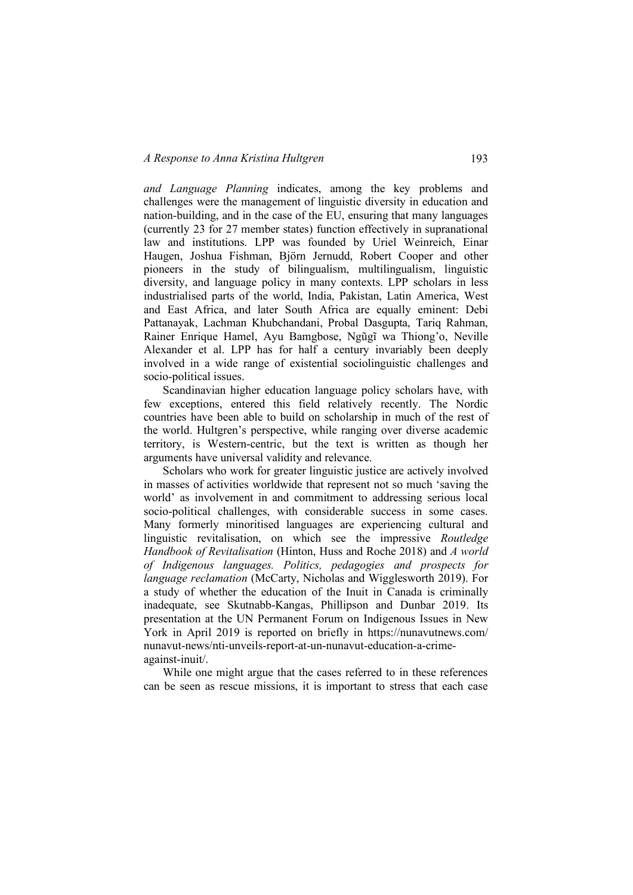*and Language Planning* indicates, among the key problems and challenges were the management of linguistic diversity in education and nation-building, and in the case of the EU, ensuring that many languages (currently 23 for 27 member states) function effectively in supranational law and institutions. LPP was founded by Uriel Weinreich, Einar Haugen, Joshua Fishman, Björn Jernudd, Robert Cooper and other pioneers in the study of bilingualism, multilingualism, linguistic diversity, and language policy in many contexts. LPP scholars in less industrialised parts of the world, India, Pakistan, Latin America, West and East Africa, and later South Africa are equally eminent: Debi Pattanayak, Lachman Khubchandani, Probal Dasgupta, Tariq Rahman, Rainer Enrique Hamel, Ayu Bamgbose, Ngũgĩ wa Thiong'o, Neville Alexander et al. LPP has for half a century invariably been deeply involved in a wide range of existential sociolinguistic challenges and socio-political issues.

Scandinavian higher education language policy scholars have, with few exceptions, entered this field relatively recently. The Nordic countries have been able to build on scholarship in much of the rest of the world. Hultgren's perspective, while ranging over diverse academic territory, is Western-centric, but the text is written as though her arguments have universal validity and relevance.

Scholars who work for greater linguistic justice are actively involved in masses of activities worldwide that represent not so much 'saving the world' as involvement in and commitment to addressing serious local socio-political challenges, with considerable success in some cases. Many formerly minoritised languages are experiencing cultural and linguistic revitalisation, on which see the impressive *Routledge Handbook of Revitalisation* (Hinton, Huss and Roche 2018) and *A world of Indigenous languages. Politics, pedagogies and prospects for language reclamation* (McCarty, Nicholas and Wigglesworth 2019). For a study of whether the education of the Inuit in Canada is criminally inadequate, see Skutnabb-Kangas, Phillipson and Dunbar 2019. Its presentation at the UN Permanent Forum on Indigenous Issues in New York in April 2019 is reported on briefly in https://nunavutnews.com/nunavut-news/nti-unveils-report-at-un-nunavut-education-a-crime-against-inuit/.

While one might argue that the cases referred to in these references can be seen as rescue missions, it is important to stress that each case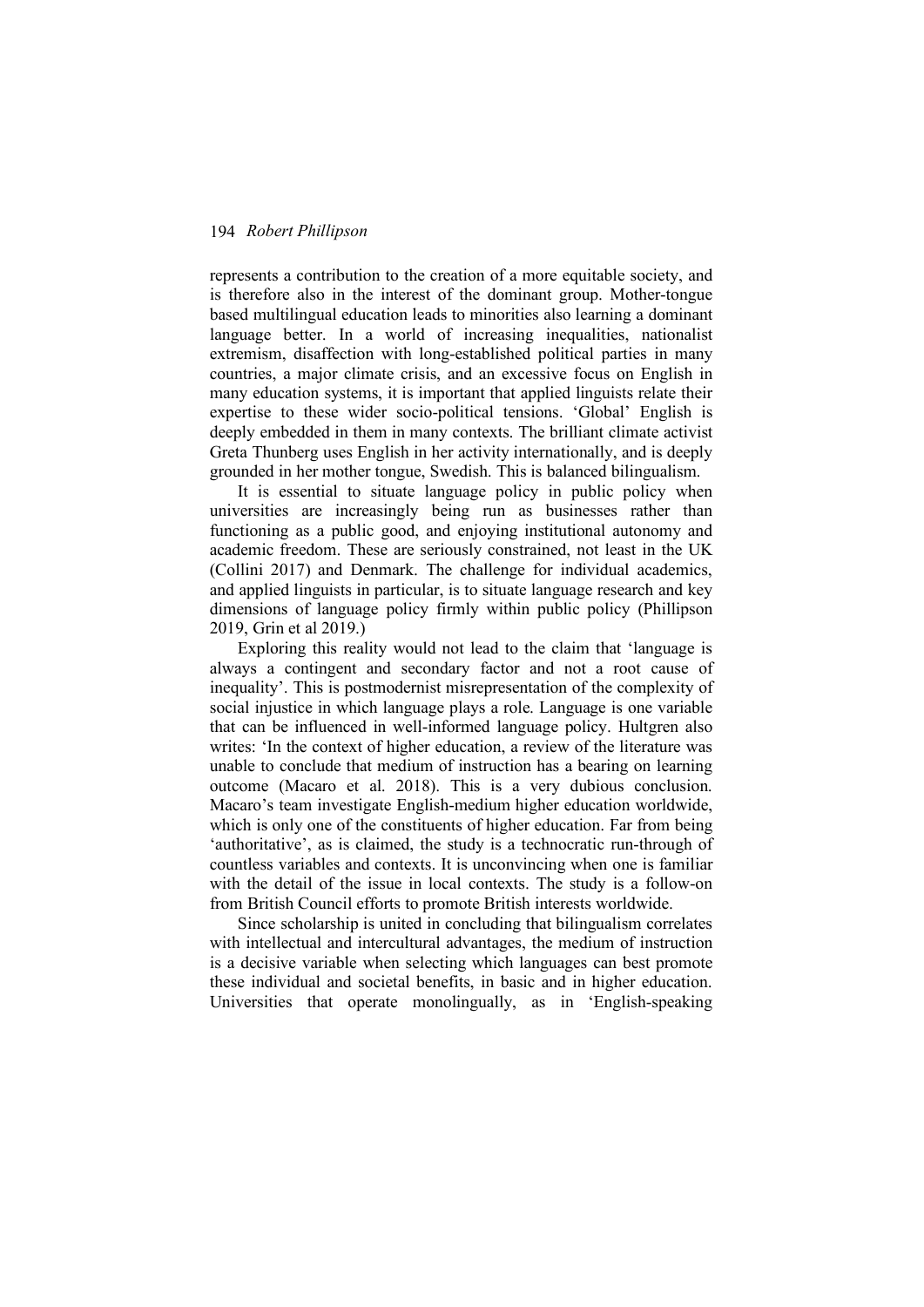represents a contribution to the creation of a more equitable society, and is therefore also in the interest of the dominant group. Mother-tongue based multilingual education leads to minorities also learning a dominant language better. In a world of increasing inequalities, nationalist extremism, disaffection with long-established political parties in many countries, a major climate crisis, and an excessive focus on English in many education systems, it is important that applied linguists relate their expertise to these wider socio-political tensions. 'Global' English is deeply embedded in them in many contexts. The brilliant climate activist Greta Thunberg uses English in her activity internationally, and is deeply grounded in her mother tongue, Swedish. This is balanced bilingualism.

It is essential to situate language policy in public policy when universities are increasingly being run as businesses rather than functioning as a public good, and enjoying institutional autonomy and academic freedom. These are seriously constrained, not least in the UK (Collini 2017) and Denmark. The challenge for individual academics, and applied linguists in particular, is to situate language research and key dimensions of language policy firmly within public policy (Phillipson 2019, Grin et al 2019.)

Exploring this reality would not lead to the claim that 'language is always a contingent and secondary factor and not a root cause of inequality'. This is postmodernist misrepresentation of the complexity of social injustice in which language plays a role. Language is one variable that can be influenced in well-informed language policy. Hultgren also writes: 'In the context of higher education, a review of the literature was unable to conclude that medium of instruction has a bearing on learning outcome (Macaro et al. 2018). This is a very dubious conclusion. Macaro's team investigate English-medium higher education worldwide, which is only one of the constituents of higher education. Far from being 'authoritative', as is claimed, the study is a technocratic run-through of countless variables and contexts. It is unconvincing when one is familiar with the detail of the issue in local contexts. The study is a follow-on from British Council efforts to promote British interests worldwide.

Since scholarship is united in concluding that bilingualism correlates with intellectual and intercultural advantages, the medium of instruction is a decisive variable when selecting which languages can best promote these individual and societal benefits, in basic and in higher education. Universities that operate monolingually, as in 'English-speaking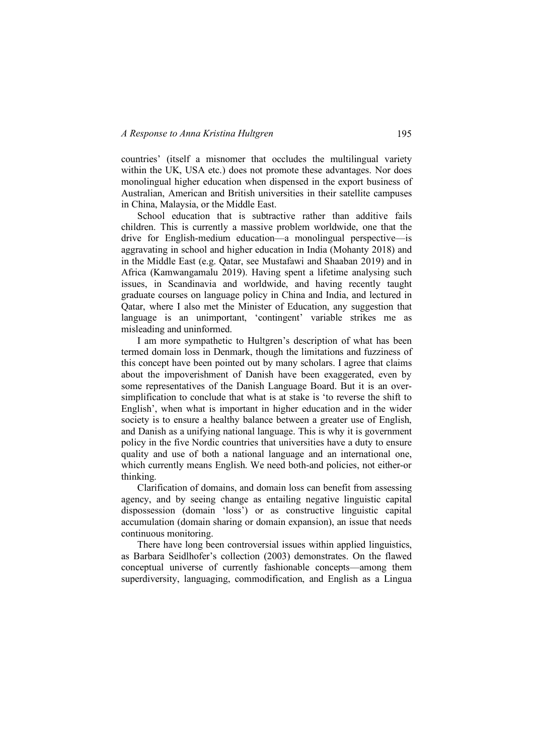countries' (itself a misnomer that occludes the multilingual variety within the UK, USA etc.) does not promote these advantages. Nor does monolingual higher education when dispensed in the export business of Australian, American and British universities in their satellite campuses in China, Malaysia, or the Middle East.

School education that is subtractive rather than additive fails children. This is currently a massive problem worldwide, one that the drive for English-medium education—a monolingual perspective—is aggravating in school and higher education in India (Mohanty 2018) and in the Middle East (e.g. Qatar, see Mustafawi and Shaaban 2019) and in Africa (Kamwangamalu 2019). Having spent a lifetime analysing such issues, in Scandinavia and worldwide, and having recently taught graduate courses on language policy in China and India, and lectured in Qatar, where I also met the Minister of Education, any suggestion that language is an unimportant, 'contingent' variable strikes me as misleading and uninformed.

I am more sympathetic to Hultgren's description of what has been termed domain loss in Denmark, though the limitations and fuzziness of this concept have been pointed out by many scholars. I agree that claims about the impoverishment of Danish have been exaggerated, even by some representatives of the Danish Language Board. But it is an over-simplification to conclude that what is at stake is 'to reverse the shift to English', when what is important in higher education and in the wider society is to ensure a healthy balance between a greater use of English, and Danish as a unifying national language. This is why it is government policy in the five Nordic countries that universities have a duty to ensure quality and use of both a national language and an international one, which currently means English. We need both-and policies, not either-or thinking.

Clarification of domains, and domain loss can benefit from assessing agency, and by seeing change as entailing negative linguistic capital dispossession (domain 'loss') or as constructive linguistic capital accumulation (domain sharing or domain expansion), an issue that needs continuous monitoring.

There have long been controversial issues within applied linguistics, as Barbara Seidlhofer's collection (2003) demonstrates. On the flawed conceptual universe of currently fashionable concepts—among them superdiversity, languaging, commodification, and English as a Lingua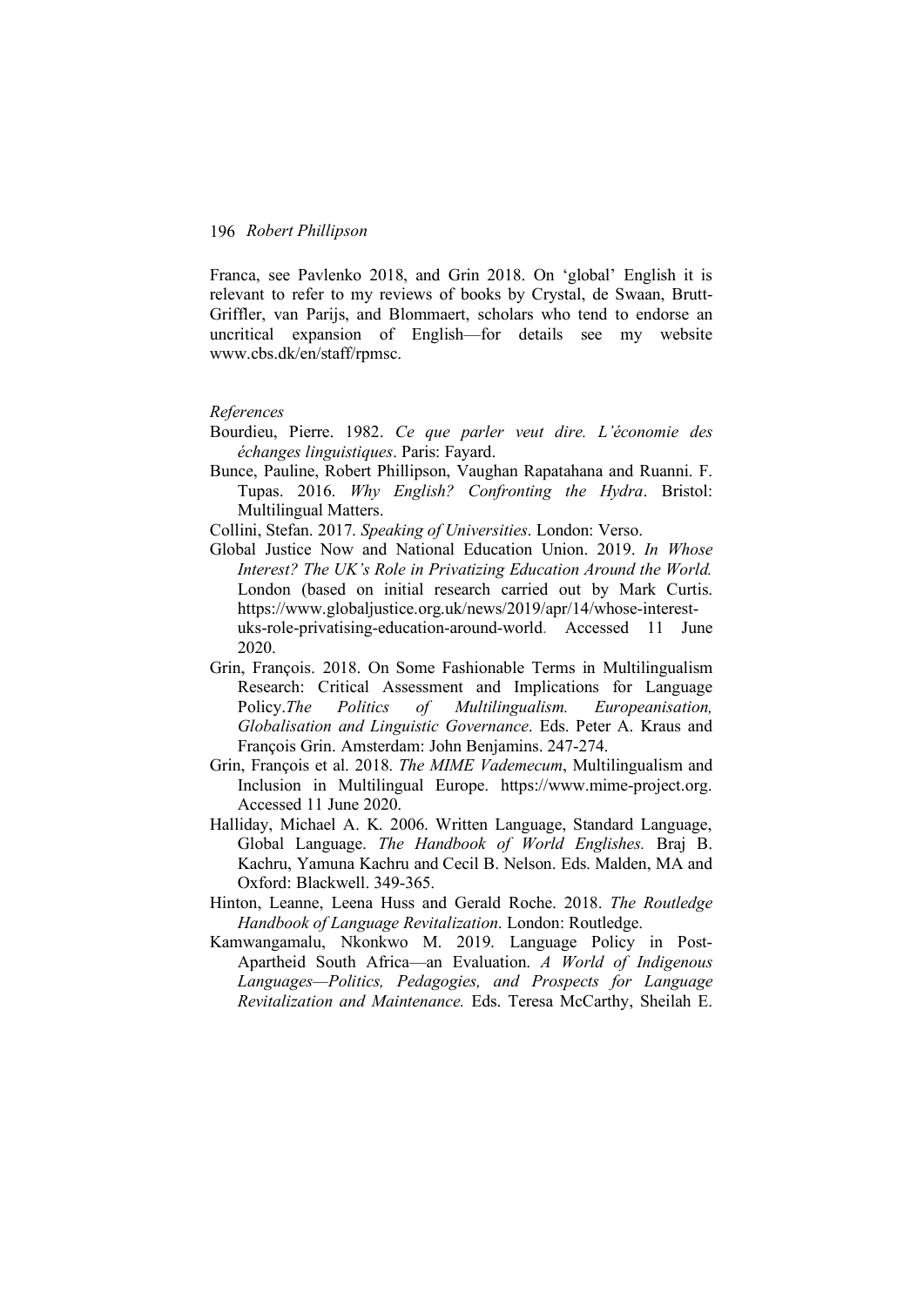Franca, see Pavlenko 2018, and Grin 2018. On 'global' English it is relevant to refer to my reviews of books by Crystal, de Swaan, Brutt-Griffler, van Parijs, and Blommaert, scholars who tend to endorse an uncritical expansion of English—for details see my website www.cbs.dk/en/staff/rpmsc.

*References*

Bourdieu, Pierre. 1982. *Ce que parler veut dire. L'économie des échanges linguistiques*. Paris: Fayard.

Bunce, Pauline, Robert Phillipson, Vaughan Rapatahana and Ruanni. F. Tupas. 2016. *Why English? Confronting the Hydra*. Bristol: Multilingual Matters.

Collini, Stefan. 2017. *Speaking of Universities*. London: Verso.

Global Justice Now and National Education Union. 2019. *In Whose Interest? The UK's Role in Privatizing Education Around the World.* London (based on initial research carried out by Mark Curtis. https://www.globaljustice.org.uk/news/2019/apr/14/whose-interest-uks-role-privatising-education-around-world. Accessed 11 June 2020.

Grin, François. 2018. On Some Fashionable Terms in Multilingualism Research: Critical Assessment and Implications for Language Policy.*The Politics of Multilingualism. Europeanisation, Globalisation and Linguistic Governance*. Eds. Peter A. Kraus and François Grin. Amsterdam: John Benjamins. 247-274.

Grin, François et al. 2018. *The MIME Vademecum*, Multilingualism and Inclusion in Multilingual Europe. https://www.mime-project.org. Accessed 11 June 2020.

Halliday, Michael A. K. 2006. Written Language, Standard Language, Global Language. *The Handbook of World Englishes.* Braj B. Kachru, Yamuna Kachru and Cecil B. Nelson. Eds. Malden, MA and Oxford: Blackwell. 349-365.

Hinton, Leanne, Leena Huss and Gerald Roche. 2018. *The Routledge Handbook of Language Revitalization*. London: Routledge.

Kamwangamalu, Nkonkwo M. 2019. Language Policy in Post-Apartheid South Africa—an Evaluation. *A World of Indigenous Languages—Politics, Pedagogies, and Prospects for Language Revitalization and Maintenance.* Eds. Teresa McCarthy, Sheilah E.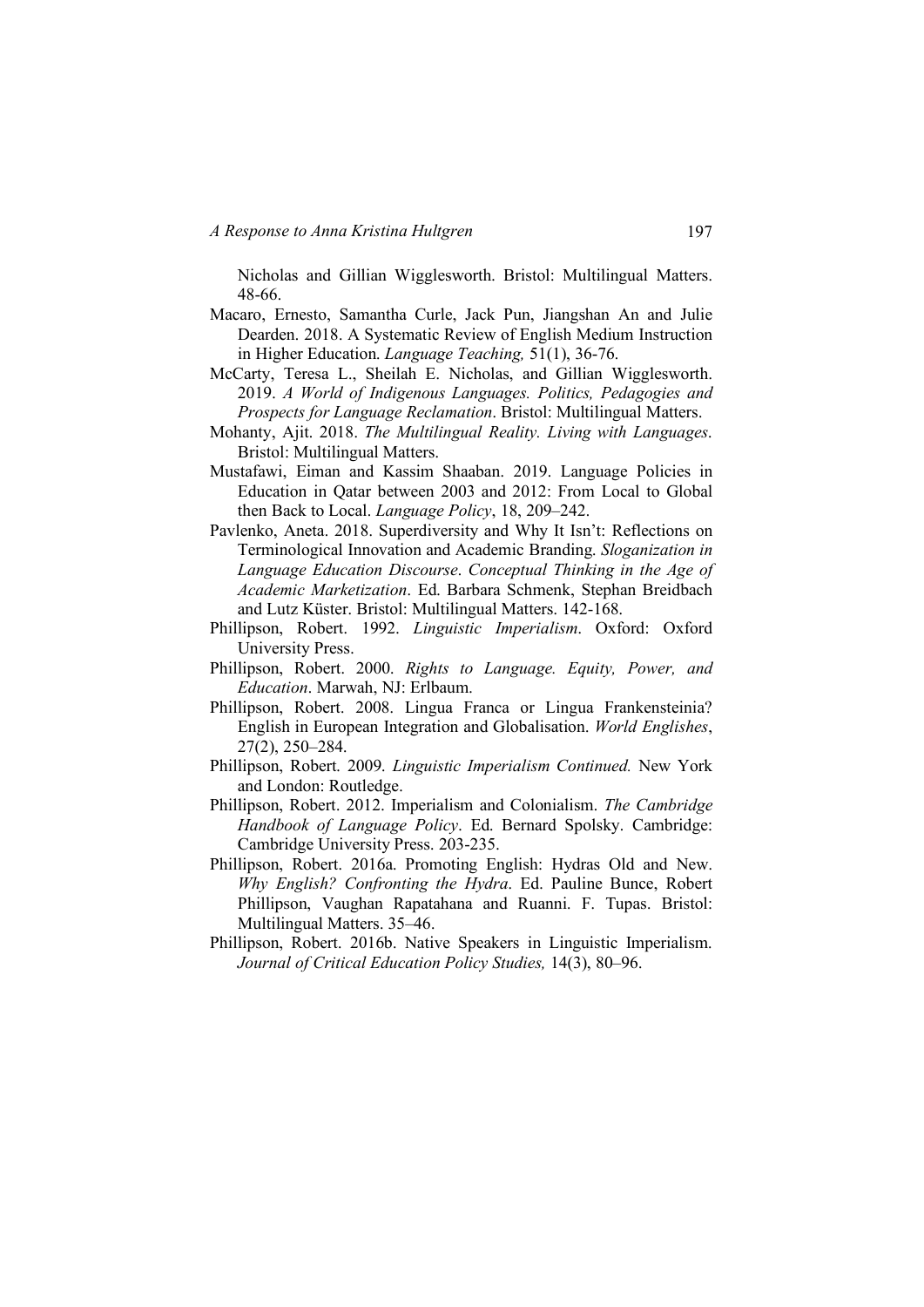Nicholas and Gillian Wigglesworth. Bristol: Multilingual Matters. 48-66.

Macaro, Ernesto, Samantha Curle, Jack Pun, Jiangshan An and Julie Dearden. 2018. A Systematic Review of English Medium Instruction in Higher Education. *Language Teaching,* 51(1), 36-76.

McCarty, Teresa L., Sheilah E. Nicholas, and Gillian Wigglesworth. 2019. *A World of Indigenous Languages. Politics, Pedagogies and Prospects for Language Reclamation*. Bristol: Multilingual Matters.

Mohanty, Ajit. 2018. *The Multilingual Reality. Living with Languages*. Bristol: Multilingual Matters.

Mustafawi, Eiman and Kassim Shaaban. 2019. Language Policies in Education in Qatar between 2003 and 2012: From Local to Global then Back to Local. *Language Policy*, 18, 209–242.

Pavlenko, Aneta. 2018. Superdiversity and Why It Isn't: Reflections on Terminological Innovation and Academic Branding. *Sloganization in Language Education Discourse*. *Conceptual Thinking in the Age of Academic Marketization*. Ed. Barbara Schmenk, Stephan Breidbach and Lutz Küster. Bristol: Multilingual Matters. 142-168.

Phillipson, Robert. 1992. *Linguistic Imperialism*. Oxford: Oxford University Press.

Phillipson, Robert. 2000. *Rights to Language. Equity, Power, and Education*. Marwah, NJ: Erlbaum.

Phillipson, Robert. 2008. Lingua Franca or Lingua Frankensteinia? English in European Integration and Globalisation. *World Englishes*, 27(2), 250–284.

Phillipson, Robert. 2009. *Linguistic Imperialism Continued.* New York and London: Routledge.

Phillipson, Robert. 2012. Imperialism and Colonialism. *The Cambridge Handbook of Language Policy*. Ed. Bernard Spolsky. Cambridge: Cambridge University Press. 203-235.

Phillipson, Robert. 2016a. Promoting English: Hydras Old and New. *Why English? Confronting the Hydra*. Ed. Pauline Bunce, Robert Phillipson, Vaughan Rapatahana and Ruanni. F. Tupas. Bristol: Multilingual Matters. 35–46.

Phillipson, Robert. 2016b. Native Speakers in Linguistic Imperialism. *Journal of Critical Education Policy Studies,* 14(3), 80–96.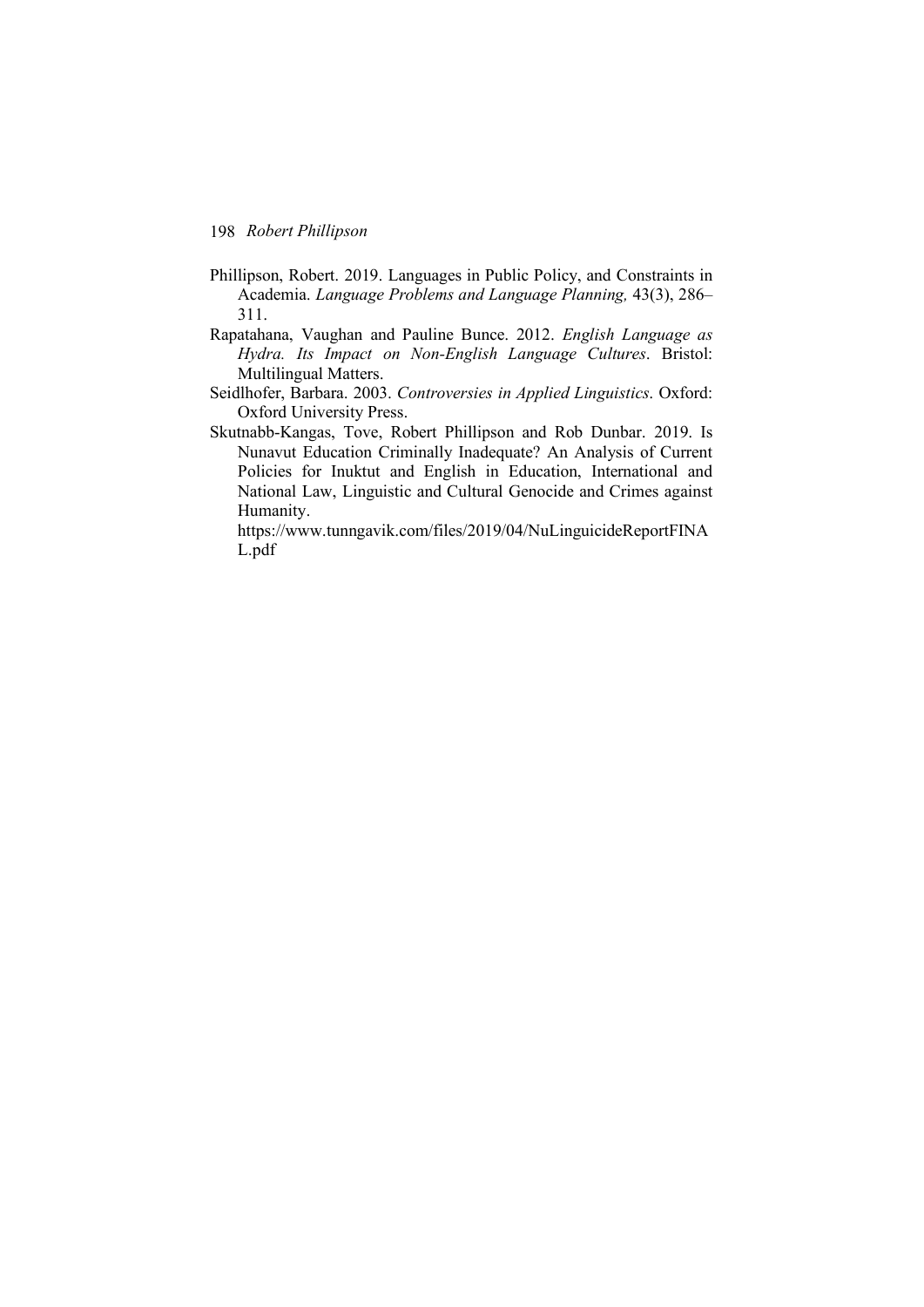Phillipson, Robert. 2019. Languages in Public Policy, and Constraints in Academia. *Language Problems and Language Planning,* 43(3), 286–311.

Rapatahana, Vaughan and Pauline Bunce. 2012. *English Language as Hydra. Its Impact on Non-English Language Cultures*. Bristol: Multilingual Matters.

Seidlhofer, Barbara. 2003. *Controversies in Applied Linguistics*. Oxford: Oxford University Press.

Skutnabb-Kangas, Tove, Robert Phillipson and Rob Dunbar. 2019. Is Nunavut Education Criminally Inadequate? An Analysis of Current Policies for Inuktut and English in Education, International and National Law, Linguistic and Cultural Genocide and Crimes against Humanity. https://www.tunngavik.com/files/2019/04/NuLinguicideReportFINAL.pdf